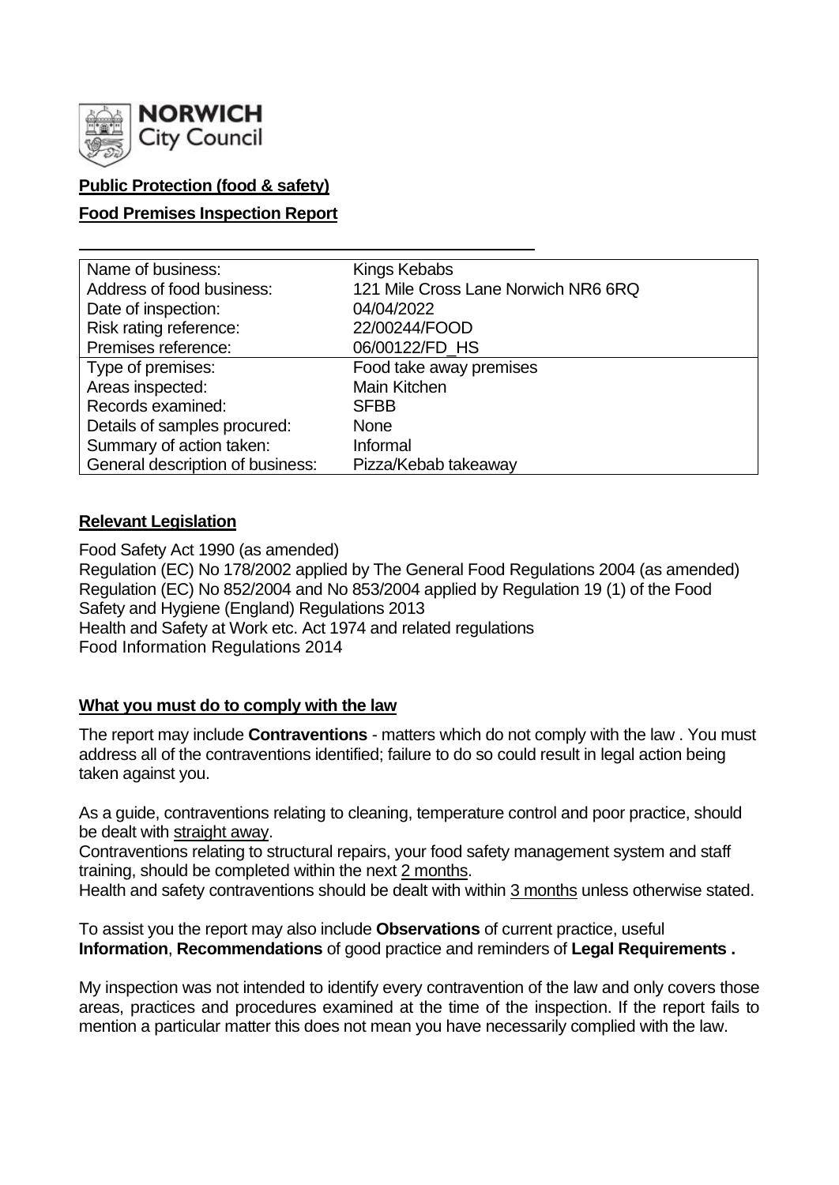NORWICH City Council

**Public Protection (food & safety)**

**Food Premises Inspection Report**

| Name of business: | Kings Kebabs |
|---|---|
| Address of food business: | 121 Mile Cross Lane Norwich NR6 6RQ |
| Date of inspection: | 04/04/2022 |
| Risk rating reference: | 22/00244/FOOD |
| Premises reference: | 06/00122/FD_HS |
| Type of premises: | Food take away premises |
| Areas inspected: | Main Kitchen |
| Records examined: | SFBB |
| Details of samples procured: | None |
| Summary of action taken: | Informal |
| General description of business: | Pizza/Kebab takeaway |

## Relevant Legislation

Food Safety Act 1990 (as amended)
Regulation (EC) No 178/2002 applied by The General Food Regulations 2004 (as amended)
Regulation (EC) No 852/2004 and No 853/2004 applied by Regulation 19 (1) of the Food Safety and Hygiene (England) Regulations 2013
Health and Safety at Work etc. Act 1974 and related regulations
Food Information Regulations 2014

## What you must do to comply with the law

The report may include **Contraventions** - matters which do not comply with the law . You must address all of the contraventions identified; failure to do so could result in legal action being taken against you.

As a guide, contraventions relating to cleaning, temperature control and poor practice, should be dealt with straight away.

Contraventions relating to structural repairs, your food safety management system and staff training, should be completed within the next 2 months.

Health and safety contraventions should be dealt with within 3 months unless otherwise stated.

To assist you the report may also include **Observations** of current practice, useful **Information**, **Recommendations** of good practice and reminders of **Legal Requirements .**

My inspection was not intended to identify every contravention of the law and only covers those areas, practices and procedures examined at the time of the inspection. If the report fails to mention a particular matter this does not mean you have necessarily complied with the law.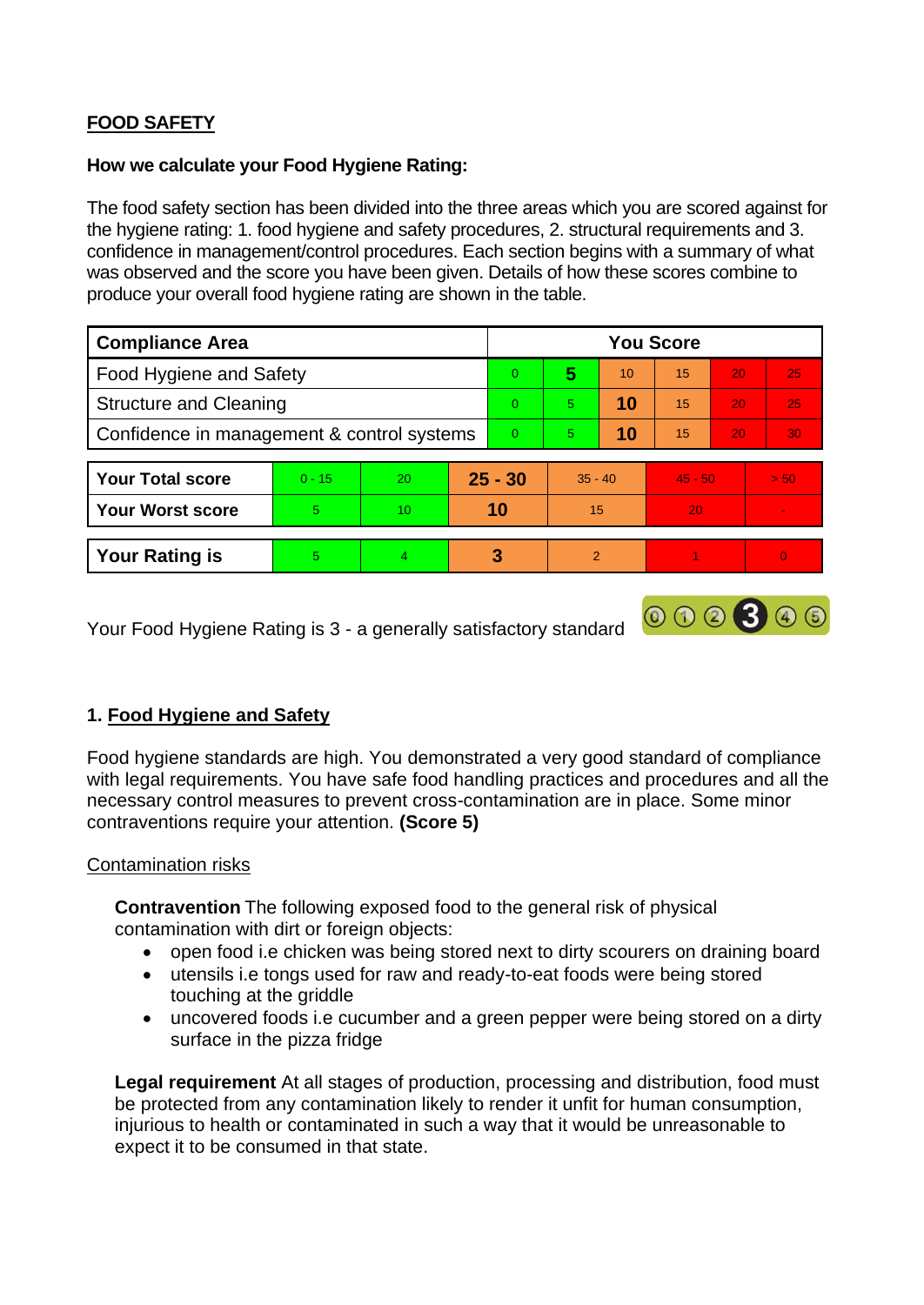## FOOD SAFETY

**How we calculate your Food Hygiene Rating:**

The food safety section has been divided into the three areas which you are scored against for the hygiene rating: 1. food hygiene and safety procedures, 2. structural requirements and 3. confidence in management/control procedures. Each section begins with a summary of what was observed and the score you have been given. Details of how these scores combine to produce your overall food hygiene rating are shown in the table.

| Compliance Area | You Score | | | | | |
|---|---|---|---|---|---|---|
| Food Hygiene and Safety | 0 | **5** | 10 | 15 | 20 | 25 |
| Structure and Cleaning | 0 | 5 | **10** | 15 | 20 | 25 |
| Confidence in management & control systems | 0 | 5 | **10** | 15 | 20 | 30 |

| | | | | | | |
|---|---|---|---|---|---|---|
| **Your Total score** | 0 - 15 | 20 | **25 - 30** | 35 - 40 | 45 - 50 | > 50 |
| **Your Worst score** | 5 | 10 | **10** | 15 | 20 | - |
| **Your Rating is** | 5 | 4 | **3** | 2 | 1 | 0 |

Your Food Hygiene Rating is 3 - a generally satisfactory standard

### 1. Food Hygiene and Safety

Food hygiene standards are high. You demonstrated a very good standard of compliance with legal requirements. You have safe food handling practices and procedures and all the necessary control measures to prevent cross-contamination are in place. Some minor contraventions require your attention. **(Score 5)**

Contamination risks

**Contravention** The following exposed food to the general risk of physical contamination with dirt or foreign objects:

- open food i.e chicken was being stored next to dirty scourers on draining board
- utensils i.e tongs used for raw and ready-to-eat foods were being stored touching at the griddle
- uncovered foods i.e cucumber and a green pepper were being stored on a dirty surface in the pizza fridge

**Legal requirement** At all stages of production, processing and distribution, food must be protected from any contamination likely to render it unfit for human consumption, injurious to health or contaminated in such a way that it would be unreasonable to expect it to be consumed in that state.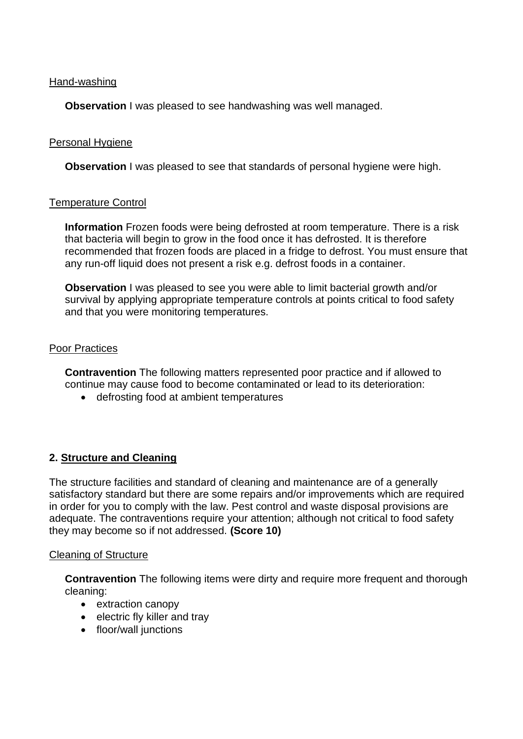Hand-washing

**Observation** I was pleased to see handwashing was well managed.

Personal Hygiene

**Observation** I was pleased to see that standards of personal hygiene were high.

Temperature Control

**Information** Frozen foods were being defrosted at room temperature. There is a risk that bacteria will begin to grow in the food once it has defrosted. It is therefore recommended that frozen foods are placed in a fridge to defrost. You must ensure that any run-off liquid does not present a risk e.g. defrost foods in a container.

**Observation** I was pleased to see you were able to limit bacterial growth and/or survival by applying appropriate temperature controls at points critical to food safety and that you were monitoring temperatures.

Poor Practices

**Contravention** The following matters represented poor practice and if allowed to continue may cause food to become contaminated or lead to its deterioration:

- defrosting food at ambient temperatures

## 2. Structure and Cleaning

The structure facilities and standard of cleaning and maintenance are of a generally satisfactory standard but there are some repairs and/or improvements which are required in order for you to comply with the law. Pest control and waste disposal provisions are adequate. The contraventions require your attention; although not critical to food safety they may become so if not addressed. **(Score 10)**

Cleaning of Structure

**Contravention** The following items were dirty and require more frequent and thorough cleaning:

- extraction canopy
- electric fly killer and tray
- floor/wall junctions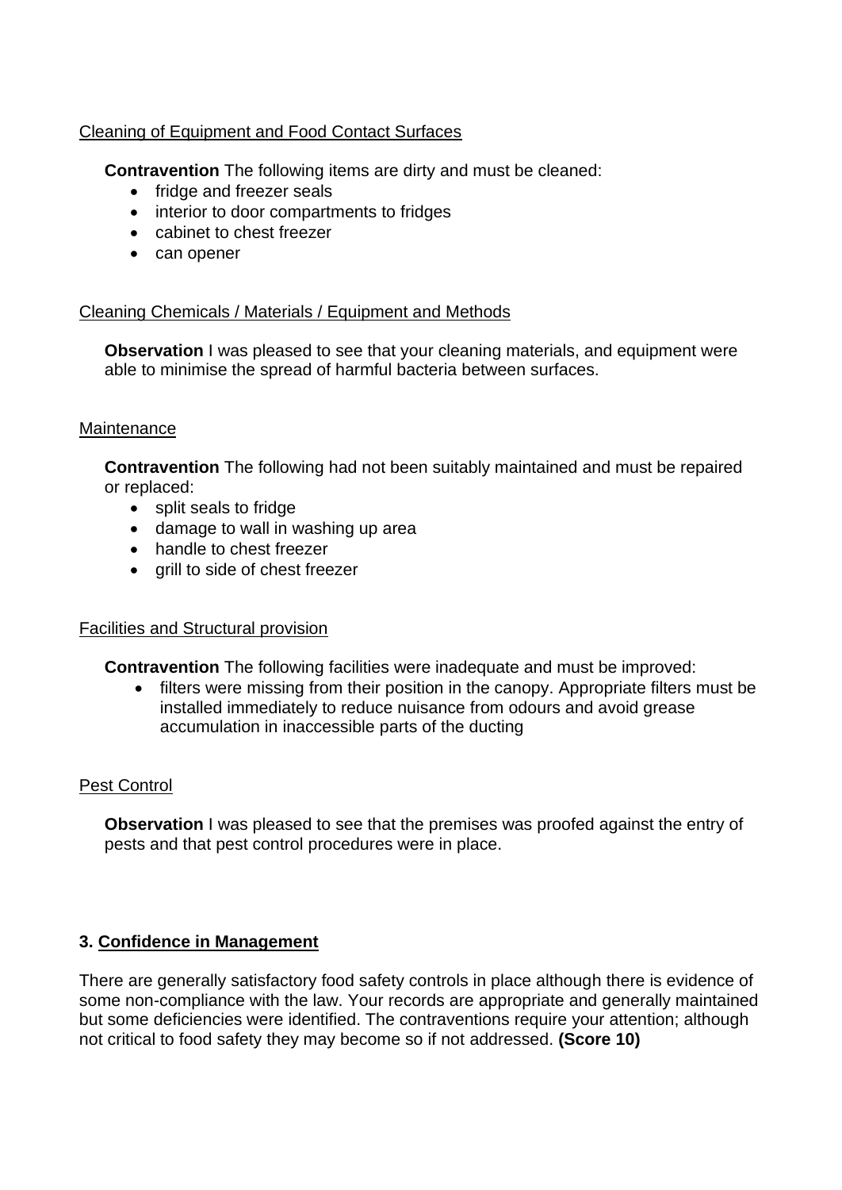Cleaning of Equipment and Food Contact Surfaces

**Contravention** The following items are dirty and must be cleaned:

- fridge and freezer seals
- interior to door compartments to fridges
- cabinet to chest freezer
- can opener

Cleaning Chemicals / Materials / Equipment and Methods

**Observation** I was pleased to see that your cleaning materials, and equipment were able to minimise the spread of harmful bacteria between surfaces.

Maintenance

**Contravention** The following had not been suitably maintained and must be repaired or replaced:

- split seals to fridge
- damage to wall in washing up area
- handle to chest freezer
- grill to side of chest freezer

Facilities and Structural provision

**Contravention** The following facilities were inadequate and must be improved:

- filters were missing from their position in the canopy. Appropriate filters must be installed immediately to reduce nuisance from odours and avoid grease accumulation in inaccessible parts of the ducting

Pest Control

**Observation** I was pleased to see that the premises was proofed against the entry of pests and that pest control procedures were in place.

### 3. Confidence in Management

There are generally satisfactory food safety controls in place although there is evidence of some non-compliance with the law. Your records are appropriate and generally maintained but some deficiencies were identified. The contraventions require your attention; although not critical to food safety they may become so if not addressed. **(Score 10)**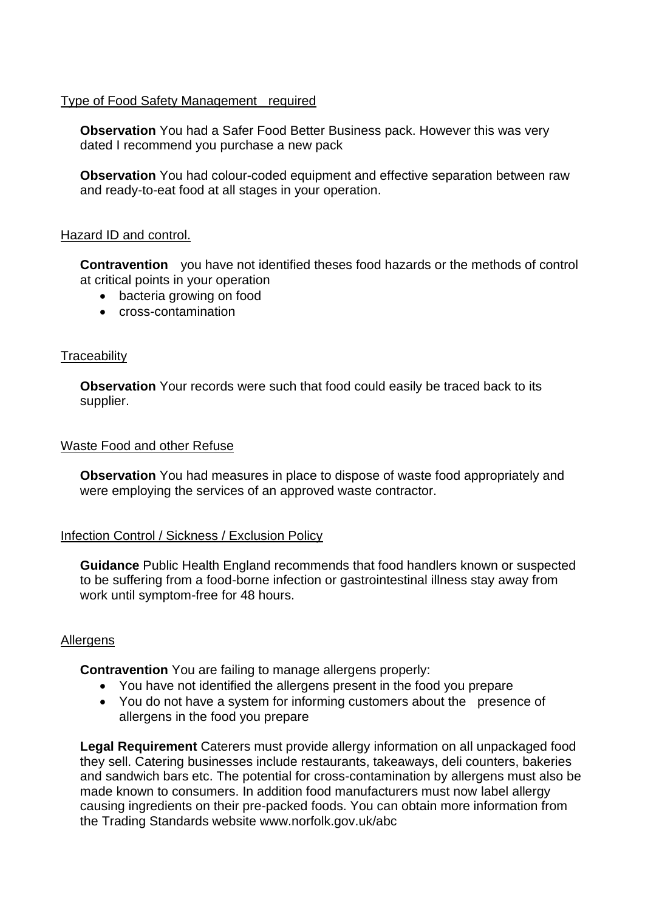Type of Food Safety Management   required

**Observation** You had a Safer Food Better Business pack. However this was very dated I recommend you purchase a new pack

**Observation** You had colour-coded equipment and effective separation between raw and ready-to-eat food at all stages in your operation.

Hazard ID and control.

**Contravention**   you have not identified theses food hazards or the methods of control at critical points in your operation

- bacteria growing on food
- cross-contamination

Traceability

**Observation** Your records were such that food could easily be traced back to its supplier.

Waste Food and other Refuse

**Observation** You had measures in place to dispose of waste food appropriately and were employing the services of an approved waste contractor.

Infection Control / Sickness / Exclusion Policy

**Guidance** Public Health England recommends that food handlers known or suspected to be suffering from a food-borne infection or gastrointestinal illness stay away from work until symptom-free for 48 hours.

Allergens

**Contravention** You are failing to manage allergens properly:

- You have not identified the allergens present in the food you prepare
- You do not have a system for informing customers about the   presence of allergens in the food you prepare

**Legal Requirement** Caterers must provide allergy information on all unpackaged food they sell. Catering businesses include restaurants, takeaways, deli counters, bakeries and sandwich bars etc. The potential for cross-contamination by allergens must also be made known to consumers. In addition food manufacturers must now label allergy causing ingredients on their pre-packed foods. You can obtain more information from the Trading Standards website www.norfolk.gov.uk/abc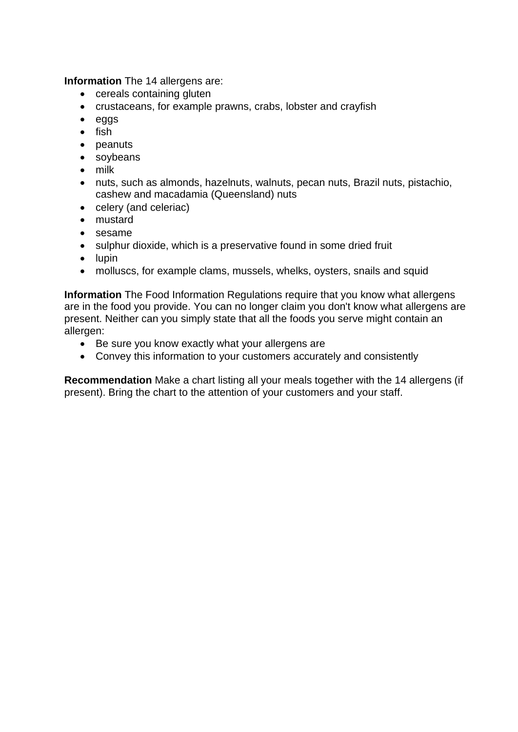**Information** The 14 allergens are:

- cereals containing gluten
- crustaceans, for example prawns, crabs, lobster and crayfish
- eggs
- fish
- peanuts
- soybeans
- milk
- nuts, such as almonds, hazelnuts, walnuts, pecan nuts, Brazil nuts, pistachio, cashew and macadamia (Queensland) nuts
- celery (and celeriac)
- mustard
- sesame
- sulphur dioxide, which is a preservative found in some dried fruit
- lupin
- molluscs, for example clams, mussels, whelks, oysters, snails and squid

**Information** The Food Information Regulations require that you know what allergens are in the food you provide. You can no longer claim you don't know what allergens are present. Neither can you simply state that all the foods you serve might contain an allergen:

- Be sure you know exactly what your allergens are
- Convey this information to your customers accurately and consistently

**Recommendation** Make a chart listing all your meals together with the 14 allergens (if present). Bring the chart to the attention of your customers and your staff.